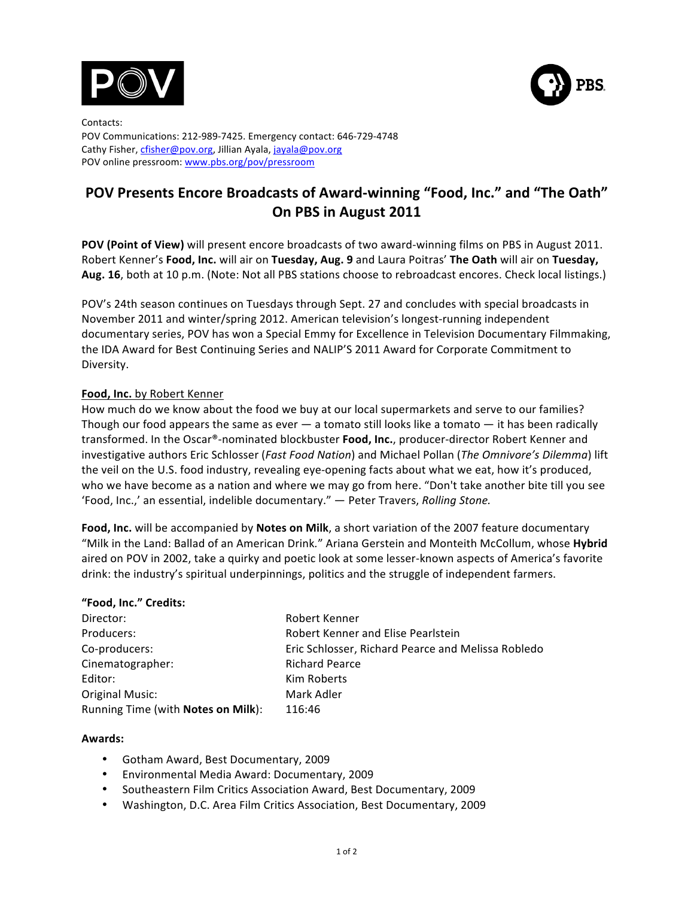Contacts:
POV Communications: 212-989-7425. Emergency contact: 646-729-4748
Cathy Fisher, cfisher@pov.org, Jillian Ayala, jayala@pov.org
POV online pressroom: www.pbs.org/pov/pressroom

# POV Presents Encore Broadcasts of Award-winning "Food, Inc." and "The Oath" On PBS in August 2011

**POV (Point of View)** will present encore broadcasts of two award-winning films on PBS in August 2011. Robert Kenner's **Food, Inc.** will air on **Tuesday, Aug. 9** and Laura Poitras' **The Oath** will air on **Tuesday, Aug. 16**, both at 10 p.m. (Note: Not all PBS stations choose to rebroadcast encores. Check local listings.)

POV's 24th season continues on Tuesdays through Sept. 27 and concludes with special broadcasts in November 2011 and winter/spring 2012. American television's longest-running independent documentary series, POV has won a Special Emmy for Excellence in Television Documentary Filmmaking, the IDA Award for Best Continuing Series and NALIP'S 2011 Award for Corporate Commitment to Diversity.

**Food, Inc. by Robert Kenner**

How much do we know about the food we buy at our local supermarkets and serve to our families? Though our food appears the same as ever — a tomato still looks like a tomato — it has been radically transformed. In the Oscar®-nominated blockbuster **Food, Inc.**, producer-director Robert Kenner and investigative authors Eric Schlosser (*Fast Food Nation*) and Michael Pollan (*The Omnivore's Dilemma*) lift the veil on the U.S. food industry, revealing eye-opening facts about what we eat, how it's produced, who we have become as a nation and where we may go from here. "Don't take another bite till you see 'Food, Inc.,' an essential, indelible documentary." — Peter Travers, *Rolling Stone.*

**Food, Inc.** will be accompanied by **Notes on Milk**, a short variation of the 2007 feature documentary "Milk in the Land: Ballad of an American Drink." Ariana Gerstein and Monteith McCollum, whose **Hybrid** aired on POV in 2002, take a quirky and poetic look at some lesser-known aspects of America's favorite drink: the industry's spiritual underpinnings, politics and the struggle of independent farmers.

**"Food, Inc." Credits:**

| | |
|---|---|
| Director: | Robert Kenner |
| Producers: | Robert Kenner and Elise Pearlstein |
| Co-producers: | Eric Schlosser, Richard Pearce and Melissa Robledo |
| Cinematographer: | Richard Pearce |
| Editor: | Kim Roberts |
| Original Music: | Mark Adler |
| Running Time (with **Notes on Milk**): | 116:46 |

**Awards:**

- Gotham Award, Best Documentary, 2009
- Environmental Media Award: Documentary, 2009
- Southeastern Film Critics Association Award, Best Documentary, 2009
- Washington, D.C. Area Film Critics Association, Best Documentary, 2009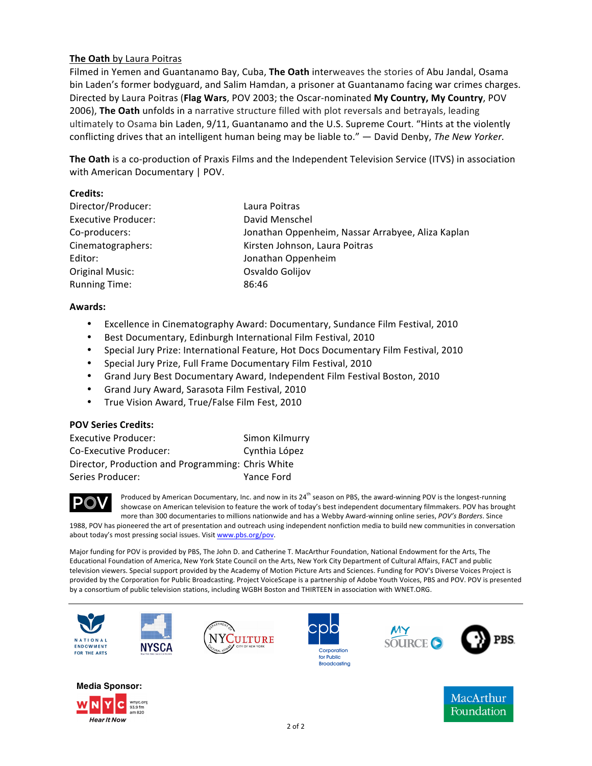**The Oath by Laura Poitras**

Filmed in Yemen and Guantanamo Bay, Cuba, **The Oath** interweaves the stories of Abu Jandal, Osama bin Laden's former bodyguard, and Salim Hamdan, a prisoner at Guantanamo facing war crimes charges. Directed by Laura Poitras (**Flag Wars**, POV 2003; the Oscar-nominated **My Country, My Country**, POV 2006), **The Oath** unfolds in a narrative structure filled with plot reversals and betrayals, leading ultimately to Osama bin Laden, 9/11, Guantanamo and the U.S. Supreme Court. "Hints at the violently conflicting drives that an intelligent human being may be liable to." — David Denby, *The New Yorker.*

**The Oath** is a co-production of Praxis Films and the Independent Television Service (ITVS) in association with American Documentary | POV.

**Credits:**

| | |
|---|---|
| Director/Producer: | Laura Poitras |
| Executive Producer: | David Menschel |
| Co-producers: | Jonathan Oppenheim, Nassar Arrabyee, Aliza Kaplan |
| Cinematographers: | Kirsten Johnson, Laura Poitras |
| Editor: | Jonathan Oppenheim |
| Original Music: | Osvaldo Golijov |
| Running Time: | 86:46 |

**Awards:**

- Excellence in Cinematography Award: Documentary, Sundance Film Festival, 2010
- Best Documentary, Edinburgh International Film Festival, 2010
- Special Jury Prize: International Feature, Hot Docs Documentary Film Festival, 2010
- Special Jury Prize, Full Frame Documentary Film Festival, 2010
- Grand Jury Best Documentary Award, Independent Film Festival Boston, 2010
- Grand Jury Award, Sarasota Film Festival, 2010
- True Vision Award, True/False Film Fest, 2010

**POV Series Credits:**

| | |
|---|---|
| Executive Producer: | Simon Kilmurry |
| Co-Executive Producer: | Cynthia López |
| Director, Production and Programming: | Chris White |
| Series Producer: | Yance Ford |

Produced by American Documentary, Inc. and now in its 24th season on PBS, the award-winning POV is the longest-running showcase on American television to feature the work of today's best independent documentary filmmakers. POV has brought more than 300 documentaries to millions nationwide and has a Webby Award-winning online series, *POV's Borders*. Since 1988, POV has pioneered the art of presentation and outreach using independent nonfiction media to build new communities in conversation about today's most pressing social issues. Visit www.pbs.org/pov.

Major funding for POV is provided by PBS, The John D. and Catherine T. MacArthur Foundation, National Endowment for the Arts, The Educational Foundation of America, New York State Council on the Arts, New York City Department of Cultural Affairs, FACT and public television viewers. Special support provided by the Academy of Motion Picture Arts and Sciences. Funding for POV's Diverse Voices Project is provided by the Corporation for Public Broadcasting. Project VoiceScape is a partnership of Adobe Youth Voices, PBS and POV. POV is presented by a consortium of public television stations, including WGBH Boston and THIRTEEN in association with WNET.ORG.

**Media Sponsor:**